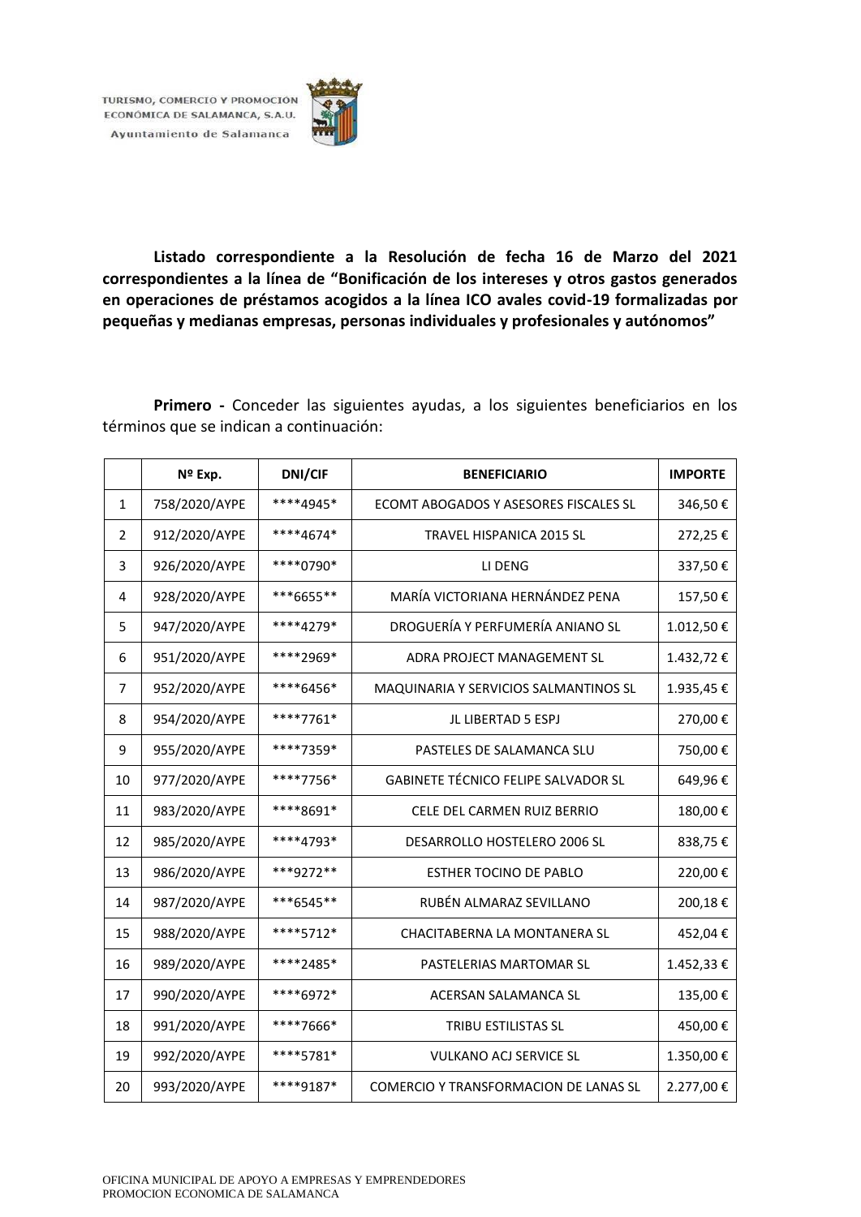TURISMO, COMERCIO Y PROMOCIÓN ECONÓMICA DE SALAMANCA, S.A.U.
Ayuntamiento de Salamanca

**Listado correspondiente a la Resolución de fecha 16 de Marzo del 2021 correspondientes a la línea de "Bonificación de los intereses y otros gastos generados en operaciones de préstamos acogidos a la línea ICO avales covid-19 formalizadas por pequeñas y medianas empresas, personas individuales y profesionales y autónomos"**

**Primero -** Conceder las siguientes ayudas, a los siguientes beneficiarios en los términos que se indican a continuación:

| | Nº Exp. | DNI/CIF | BENEFICIARIO | IMPORTE |
|---|---|---|---|---|
| 1 | 758/2020/AYPE | ****4945* | ECOMT ABOGADOS Y ASESORES FISCALES SL | 346,50 € |
| 2 | 912/2020/AYPE | ****4674* | TRAVEL HISPANICA 2015 SL | 272,25 € |
| 3 | 926/2020/AYPE | ****0790* | LI DENG | 337,50 € |
| 4 | 928/2020/AYPE | ***6655** | MARÍA VICTORIANA HERNÁNDEZ PENA | 157,50 € |
| 5 | 947/2020/AYPE | ****4279* | DROGUERÍA Y PERFUMERÍA ANIANO SL | 1.012,50 € |
| 6 | 951/2020/AYPE | ****2969* | ADRA PROJECT MANAGEMENT SL | 1.432,72 € |
| 7 | 952/2020/AYPE | ****6456* | MAQUINARIA Y SERVICIOS SALMANTINOS SL | 1.935,45 € |
| 8 | 954/2020/AYPE | ****7761* | JL LIBERTAD 5 ESPJ | 270,00 € |
| 9 | 955/2020/AYPE | ****7359* | PASTELES DE SALAMANCA SLU | 750,00 € |
| 10 | 977/2020/AYPE | ****7756* | GABINETE TÉCNICO FELIPE SALVADOR SL | 649,96 € |
| 11 | 983/2020/AYPE | ****8691* | CELE DEL CARMEN RUIZ BERRIO | 180,00 € |
| 12 | 985/2020/AYPE | ****4793* | DESARROLLO HOSTELERO 2006 SL | 838,75 € |
| 13 | 986/2020/AYPE | ***9272** | ESTHER TOCINO DE PABLO | 220,00 € |
| 14 | 987/2020/AYPE | ***6545** | RUBÉN ALMARAZ SEVILLANO | 200,18 € |
| 15 | 988/2020/AYPE | ****5712* | CHACITABERNA LA MONTANERA SL | 452,04 € |
| 16 | 989/2020/AYPE | ****2485* | PASTELERIAS MARTOMAR SL | 1.452,33 € |
| 17 | 990/2020/AYPE | ****6972* | ACERSAN SALAMANCA SL | 135,00 € |
| 18 | 991/2020/AYPE | ****7666* | TRIBU ESTILISTAS SL | 450,00 € |
| 19 | 992/2020/AYPE | ****5781* | VULKANO ACJ SERVICE SL | 1.350,00 € |
| 20 | 993/2020/AYPE | ****9187* | COMERCIO Y TRANSFORMACION DE LANAS SL | 2.277,00 € |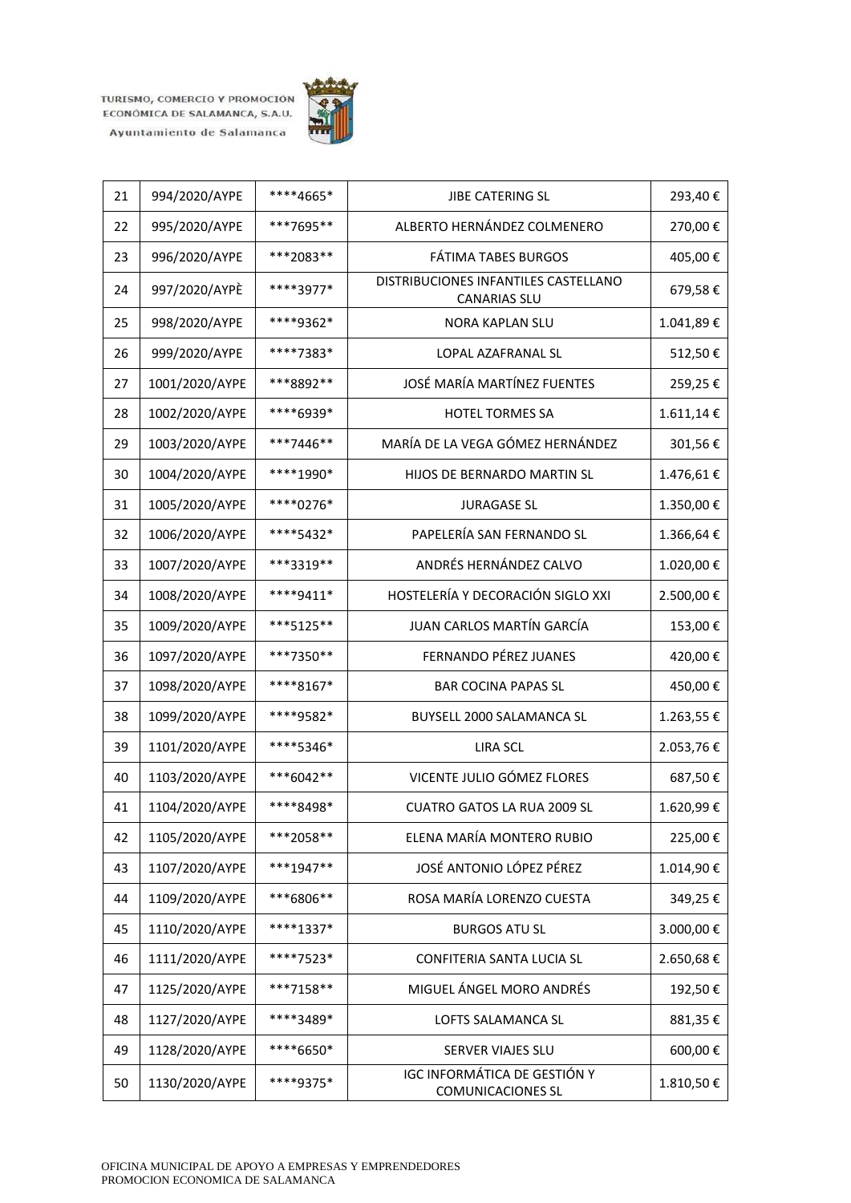| 21 | 994/2020/AYPE | ****4665* | JIBE CATERING SL | 293,40 € |
|---|---|---|---|---|
| 22 | 995/2020/AYPE | ***7695** | ALBERTO HERNÁNDEZ COLMENERO | 270,00 € |
| 23 | 996/2020/AYPE | ***2083** | FÁTIMA TABES BURGOS | 405,00 € |
| 24 | 997/2020/AYPÈ | ****3977* | DISTRIBUCIONES INFANTILES CASTELLANO CANARIAS SLU | 679,58 € |
| 25 | 998/2020/AYPE | ****9362* | NORA KAPLAN SLU | 1.041,89 € |
| 26 | 999/2020/AYPE | ****7383* | LOPAL AZAFRANAL SL | 512,50 € |
| 27 | 1001/2020/AYPE | ***8892** | JOSÉ MARÍA MARTÍNEZ FUENTES | 259,25 € |
| 28 | 1002/2020/AYPE | ****6939* | HOTEL TORMES SA | 1.611,14 € |
| 29 | 1003/2020/AYPE | ***7446** | MARÍA DE LA VEGA GÓMEZ HERNÁNDEZ | 301,56 € |
| 30 | 1004/2020/AYPE | ****1990* | HIJOS DE BERNARDO MARTIN SL | 1.476,61 € |
| 31 | 1005/2020/AYPE | ****0276* | JURAGASE SL | 1.350,00 € |
| 32 | 1006/2020/AYPE | ****5432* | PAPELERÍA SAN FERNANDO SL | 1.366,64 € |
| 33 | 1007/2020/AYPE | ***3319** | ANDRÉS HERNÁNDEZ CALVO | 1.020,00 € |
| 34 | 1008/2020/AYPE | ****9411* | HOSTELERÍA Y DECORACIÓN SIGLO XXI | 2.500,00 € |
| 35 | 1009/2020/AYPE | ***5125** | JUAN CARLOS MARTÍN GARCÍA | 153,00 € |
| 36 | 1097/2020/AYPE | ***7350** | FERNANDO PÉREZ JUANES | 420,00 € |
| 37 | 1098/2020/AYPE | ****8167* | BAR COCINA PAPAS SL | 450,00 € |
| 38 | 1099/2020/AYPE | ****9582* | BUYSELL 2000 SALAMANCA SL | 1.263,55 € |
| 39 | 1101/2020/AYPE | ****5346* | LIRA SCL | 2.053,76 € |
| 40 | 1103/2020/AYPE | ***6042** | VICENTE JULIO GÓMEZ FLORES | 687,50 € |
| 41 | 1104/2020/AYPE | ****8498* | CUATRO GATOS LA RUA 2009 SL | 1.620,99 € |
| 42 | 1105/2020/AYPE | ***2058** | ELENA MARÍA MONTERO RUBIO | 225,00 € |
| 43 | 1107/2020/AYPE | ***1947** | JOSÉ ANTONIO LÓPEZ PÉREZ | 1.014,90 € |
| 44 | 1109/2020/AYPE | ***6806** | ROSA MARÍA LORENZO CUESTA | 349,25 € |
| 45 | 1110/2020/AYPE | ****1337* | BURGOS ATU SL | 3.000,00 € |
| 46 | 1111/2020/AYPE | ****7523* | CONFITERIA SANTA LUCIA SL | 2.650,68 € |
| 47 | 1125/2020/AYPE | ***7158** | MIGUEL ÁNGEL MORO ANDRÉS | 192,50 € |
| 48 | 1127/2020/AYPE | ****3489* | LOFTS SALAMANCA SL | 881,35 € |
| 49 | 1128/2020/AYPE | ****6650* | SERVER VIAJES SLU | 600,00 € |
| 50 | 1130/2020/AYPE | ****9375* | IGC INFORMÁTICA DE GESTIÓN Y COMUNICACIONES SL | 1.810,50 € |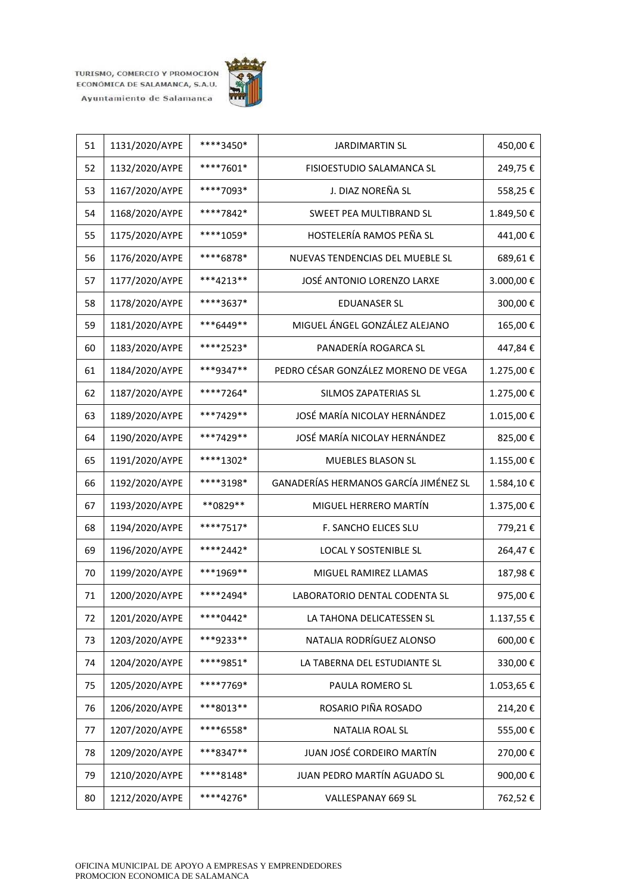| 51 | 1131/2020/AYPE | ****3450* | JARDIMARTIN SL | 450,00 € |
|---|---|---|---|---|
| 52 | 1132/2020/AYPE | ****7601* | FISIOESTUDIO SALAMANCA SL | 249,75 € |
| 53 | 1167/2020/AYPE | ****7093* | J. DIAZ NOREÑA SL | 558,25 € |
| 54 | 1168/2020/AYPE | ****7842* | SWEET PEA MULTIBRAND SL | 1.849,50 € |
| 55 | 1175/2020/AYPE | ****1059* | HOSTELERÍA RAMOS PEÑA SL | 441,00 € |
| 56 | 1176/2020/AYPE | ****6878* | NUEVAS TENDENCIAS DEL MUEBLE SL | 689,61 € |
| 57 | 1177/2020/AYPE | ***4213** | JOSÉ ANTONIO LORENZO LARXE | 3.000,00 € |
| 58 | 1178/2020/AYPE | ****3637* | EDUANASER SL | 300,00 € |
| 59 | 1181/2020/AYPE | ***6449** | MIGUEL ÁNGEL GONZÁLEZ ALEJANO | 165,00 € |
| 60 | 1183/2020/AYPE | ****2523* | PANADERÍA ROGARCA SL | 447,84 € |
| 61 | 1184/2020/AYPE | ***9347** | PEDRO CÉSAR GONZÁLEZ MORENO DE VEGA | 1.275,00 € |
| 62 | 1187/2020/AYPE | ****7264* | SILMOS ZAPATERIAS SL | 1.275,00 € |
| 63 | 1189/2020/AYPE | ***7429** | JOSÉ MARÍA NICOLAY HERNÁNDEZ | 1.015,00 € |
| 64 | 1190/2020/AYPE | ***7429** | JOSÉ MARÍA NICOLAY HERNÁNDEZ | 825,00 € |
| 65 | 1191/2020/AYPE | ****1302* | MUEBLES BLASON SL | 1.155,00 € |
| 66 | 1192/2020/AYPE | ****3198* | GANADERÍAS HERMANOS GARCÍA JIMÉNEZ SL | 1.584,10 € |
| 67 | 1193/2020/AYPE | **0829** | MIGUEL HERRERO MARTÍN | 1.375,00 € |
| 68 | 1194/2020/AYPE | ****7517* | F. SANCHO ELICES SLU | 779,21 € |
| 69 | 1196/2020/AYPE | ****2442* | LOCAL Y SOSTENIBLE SL | 264,47 € |
| 70 | 1199/2020/AYPE | ***1969** | MIGUEL RAMIREZ LLAMAS | 187,98 € |
| 71 | 1200/2020/AYPE | ****2494* | LABORATORIO DENTAL CODENTA SL | 975,00 € |
| 72 | 1201/2020/AYPE | ****0442* | LA TAHONA DELICATESSEN SL | 1.137,55 € |
| 73 | 1203/2020/AYPE | ***9233** | NATALIA RODRÍGUEZ ALONSO | 600,00 € |
| 74 | 1204/2020/AYPE | ****9851* | LA TABERNA DEL ESTUDIANTE SL | 330,00 € |
| 75 | 1205/2020/AYPE | ****7769* | PAULA ROMERO SL | 1.053,65 € |
| 76 | 1206/2020/AYPE | ***8013** | ROSARIO PIÑA ROSADO | 214,20 € |
| 77 | 1207/2020/AYPE | ****6558* | NATALIA ROAL SL | 555,00 € |
| 78 | 1209/2020/AYPE | ***8347** | JUAN JOSÉ CORDEIRO MARTÍN | 270,00 € |
| 79 | 1210/2020/AYPE | ****8148* | JUAN PEDRO MARTÍN AGUADO SL | 900,00 € |
| 80 | 1212/2020/AYPE | ****4276* | VALLESPANAY 669 SL | 762,52 € |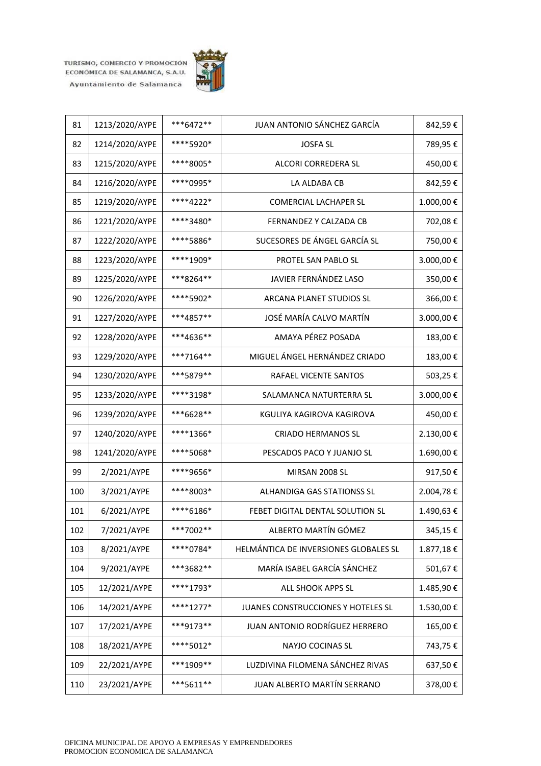| 81 | 1213/2020/AYPE | ***6472** | JUAN ANTONIO SÁNCHEZ GARCÍA | 842,59 € |
|---|---|---|---|---|
| 82 | 1214/2020/AYPE | ****5920* | JOSFA SL | 789,95 € |
| 83 | 1215/2020/AYPE | ****8005* | ALCORI CORREDERA SL | 450,00 € |
| 84 | 1216/2020/AYPE | ****0995* | LA ALDABA CB | 842,59 € |
| 85 | 1219/2020/AYPE | ****4222* | COMERCIAL LACHAPER SL | 1.000,00 € |
| 86 | 1221/2020/AYPE | ****3480* | FERNANDEZ Y CALZADA CB | 702,08 € |
| 87 | 1222/2020/AYPE | ****5886* | SUCESORES DE ÁNGEL GARCÍA SL | 750,00 € |
| 88 | 1223/2020/AYPE | ****1909* | PROTEL SAN PABLO SL | 3.000,00 € |
| 89 | 1225/2020/AYPE | ***8264** | JAVIER FERNÁNDEZ LASO | 350,00 € |
| 90 | 1226/2020/AYPE | ****5902* | ARCANA PLANET STUDIOS SL | 366,00 € |
| 91 | 1227/2020/AYPE | ***4857** | JOSÉ MARÍA CALVO MARTÍN | 3.000,00 € |
| 92 | 1228/2020/AYPE | ***4636** | AMAYA PÉREZ POSADA | 183,00 € |
| 93 | 1229/2020/AYPE | ***7164** | MIGUEL ÁNGEL HERNÁNDEZ CRIADO | 183,00 € |
| 94 | 1230/2020/AYPE | ***5879** | RAFAEL VICENTE SANTOS | 503,25 € |
| 95 | 1233/2020/AYPE | ****3198* | SALAMANCA NATURTERRA SL | 3.000,00 € |
| 96 | 1239/2020/AYPE | ***6628** | KGULIYA KAGIROVA KAGIROVA | 450,00 € |
| 97 | 1240/2020/AYPE | ****1366* | CRIADO HERMANOS SL | 2.130,00 € |
| 98 | 1241/2020/AYPE | ****5068* | PESCADOS PACO Y JUANJO SL | 1.690,00 € |
| 99 | 2/2021/AYPE | ****9656* | MIRSAN 2008 SL | 917,50 € |
| 100 | 3/2021/AYPE | ****8003* | ALHANDIGA GAS STATIONSS SL | 2.004,78 € |
| 101 | 6/2021/AYPE | ****6186* | FEBET DIGITAL DENTAL SOLUTION SL | 1.490,63 € |
| 102 | 7/2021/AYPE | ***7002** | ALBERTO MARTÍN GÓMEZ | 345,15 € |
| 103 | 8/2021/AYPE | ****0784* | HELMÁNTICA DE INVERSIONES GLOBALES SL | 1.877,18 € |
| 104 | 9/2021/AYPE | ***3682** | MARÍA ISABEL GARCÍA SÁNCHEZ | 501,67 € |
| 105 | 12/2021/AYPE | ****1793* | ALL SHOOK APPS SL | 1.485,90 € |
| 106 | 14/2021/AYPE | ****1277* | JUANES CONSTRUCCIONES Y HOTELES SL | 1.530,00 € |
| 107 | 17/2021/AYPE | ***9173** | JUAN ANTONIO RODRÍGUEZ HERRERO | 165,00 € |
| 108 | 18/2021/AYPE | ****5012* | NAYJO COCINAS SL | 743,75 € |
| 109 | 22/2021/AYPE | ***1909** | LUZDIVINA FILOMENA SÁNCHEZ RIVAS | 637,50 € |
| 110 | 23/2021/AYPE | ***5611** | JUAN ALBERTO MARTÍN SERRANO | 378,00 € |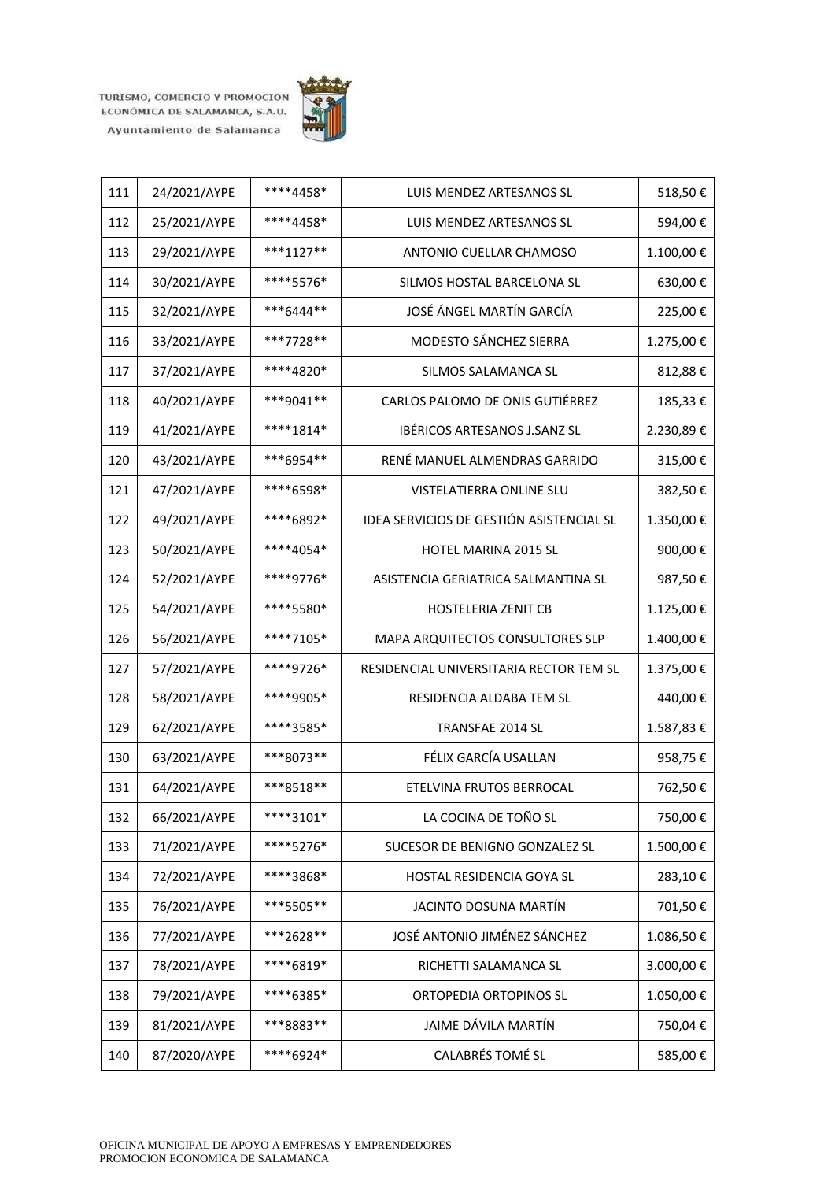| 111 | 24/2021/AYPE | ****4458* | LUIS MENDEZ ARTESANOS SL | 518,50 € |
|---|---|---|---|---|
| 112 | 25/2021/AYPE | ****4458* | LUIS MENDEZ ARTESANOS SL | 594,00 € |
| 113 | 29/2021/AYPE | ***1127** | ANTONIO CUELLAR CHAMOSO | 1.100,00 € |
| 114 | 30/2021/AYPE | ****5576* | SILMOS HOSTAL BARCELONA SL | 630,00 € |
| 115 | 32/2021/AYPE | ***6444** | JOSÉ ÁNGEL MARTÍN GARCÍA | 225,00 € |
| 116 | 33/2021/AYPE | ***7728** | MODESTO SÁNCHEZ SIERRA | 1.275,00 € |
| 117 | 37/2021/AYPE | ****4820* | SILMOS SALAMANCA SL | 812,88 € |
| 118 | 40/2021/AYPE | ***9041** | CARLOS PALOMO DE ONIS GUTIÉRREZ | 185,33 € |
| 119 | 41/2021/AYPE | ****1814* | IBÉRICOS ARTESANOS J.SANZ SL | 2.230,89 € |
| 120 | 43/2021/AYPE | ***6954** | RENÉ MANUEL ALMENDRAS GARRIDO | 315,00 € |
| 121 | 47/2021/AYPE | ****6598* | VISTELATIERRA ONLINE SLU | 382,50 € |
| 122 | 49/2021/AYPE | ****6892* | IDEA SERVICIOS DE GESTIÓN ASISTENCIAL SL | 1.350,00 € |
| 123 | 50/2021/AYPE | ****4054* | HOTEL MARINA 2015 SL | 900,00 € |
| 124 | 52/2021/AYPE | ****9776* | ASISTENCIA GERIATRICA SALMANTINA SL | 987,50 € |
| 125 | 54/2021/AYPE | ****5580* | HOSTELERIA ZENIT CB | 1.125,00 € |
| 126 | 56/2021/AYPE | ****7105* | MAPA ARQUITECTOS CONSULTORES SLP | 1.400,00 € |
| 127 | 57/2021/AYPE | ****9726* | RESIDENCIAL UNIVERSITARIA RECTOR TEM SL | 1.375,00 € |
| 128 | 58/2021/AYPE | ****9905* | RESIDENCIA ALDABA TEM SL | 440,00 € |
| 129 | 62/2021/AYPE | ****3585* | TRANSFAE 2014 SL | 1.587,83 € |
| 130 | 63/2021/AYPE | ***8073** | FÉLIX GARCÍA USALLAN | 958,75 € |
| 131 | 64/2021/AYPE | ***8518** | ETELVINA FRUTOS BERROCAL | 762,50 € |
| 132 | 66/2021/AYPE | ****3101* | LA COCINA DE TOÑO SL | 750,00 € |
| 133 | 71/2021/AYPE | ****5276* | SUCESOR DE BENIGNO GONZALEZ SL | 1.500,00 € |
| 134 | 72/2021/AYPE | ****3868* | HOSTAL RESIDENCIA GOYA SL | 283,10 € |
| 135 | 76/2021/AYPE | ***5505** | JACINTO DOSUNA MARTÍN | 701,50 € |
| 136 | 77/2021/AYPE | ***2628** | JOSÉ ANTONIO JIMÉNEZ SÁNCHEZ | 1.086,50 € |
| 137 | 78/2021/AYPE | ****6819* | RICHETTI SALAMANCA SL | 3.000,00 € |
| 138 | 79/2021/AYPE | ****6385* | ORTOPEDIA ORTOPINOS SL | 1.050,00 € |
| 139 | 81/2021/AYPE | ***8883** | JAIME DÁVILA MARTÍN | 750,04 € |
| 140 | 87/2020/AYPE | ****6924* | CALABRÉS TOMÉ SL | 585,00 € |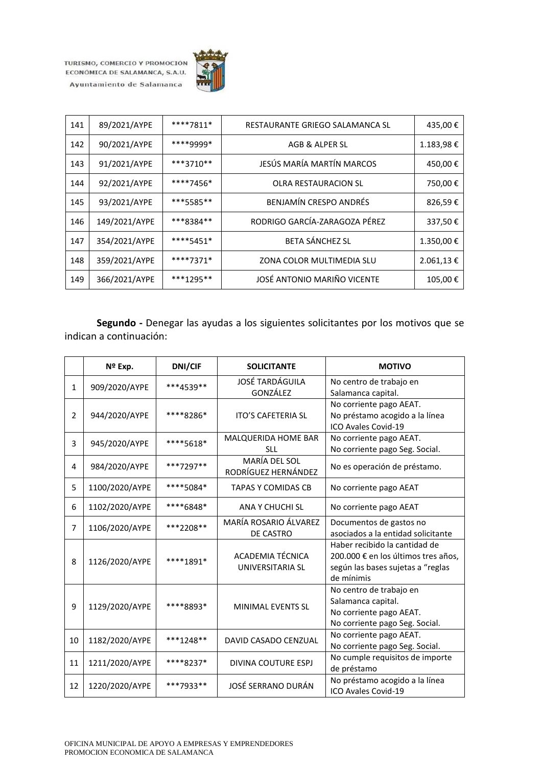| 141 | 89/2021/AYPE | ****7811* | RESTAURANTE GRIEGO SALAMANCA SL | 435,00 € |
|---|---|---|---|---|
| 142 | 90/2021/AYPE | ****9999* | AGB & ALPER SL | 1.183,98 € |
| 143 | 91/2021/AYPE | ***3710** | JESÚS MARÍA MARTÍN MARCOS | 450,00 € |
| 144 | 92/2021/AYPE | ****7456* | OLRA RESTAURACION SL | 750,00 € |
| 145 | 93/2021/AYPE | ***5585** | BENJAMÍN CRESPO ANDRÉS | 826,59 € |
| 146 | 149/2021/AYPE | ***8384** | RODRIGO GARCÍA-ZARAGOZA PÉREZ | 337,50 € |
| 147 | 354/2021/AYPE | ****5451* | BETA SÁNCHEZ SL | 1.350,00 € |
| 148 | 359/2021/AYPE | ****7371* | ZONA COLOR MULTIMEDIA SLU | 2.061,13 € |
| 149 | 366/2021/AYPE | ***1295** | JOSÉ ANTONIO MARIÑO VICENTE | 105,00 € |

**Segundo -** Denegar las ayudas a los siguientes solicitantes por los motivos que se indican a continuación:

| | Nº Exp. | DNI/CIF | SOLICITANTE | MOTIVO |
|---|---|---|---|---|
| 1 | 909/2020/AYPE | ***4539** | JOSÉ TARDÁGUILA GONZÁLEZ | No centro de trabajo en Salamanca capital. |
| 2 | 944/2020/AYPE | ****8286* | ITO'S CAFETERIA SL | No corriente pago AEAT.<br>No préstamo acogido a la línea ICO Avales Covid-19 |
| 3 | 945/2020/AYPE | ****5618* | MALQUERIDA HOME BAR SLL | No corriente pago AEAT.<br>No corriente pago Seg. Social. |
| 4 | 984/2020/AYPE | ***7297** | MARÍA DEL SOL RODRÍGUEZ HERNÁNDEZ | No es operación de préstamo. |
| 5 | 1100/2020/AYPE | ****5084* | TAPAS Y COMIDAS CB | No corriente pago AEAT |
| 6 | 1102/2020/AYPE | ****6848* | ANA Y CHUCHI SL | No corriente pago AEAT |
| 7 | 1106/2020/AYPE | ***2208** | MARÍA ROSARIO ÁLVAREZ DE CASTRO | Documentos de gastos no asociados a la entidad solicitante |
| 8 | 1126/2020/AYPE | ****1891* | ACADEMIA TÉCNICA UNIVERSITARIA SL | Haber recibido la cantidad de 200.000 € en los últimos tres años, según las bases sujetas a "reglas de mínimis |
| 9 | 1129/2020/AYPE | ****8893* | MINIMAL EVENTS SL | No centro de trabajo en Salamanca capital.<br>No corriente pago AEAT.<br>No corriente pago Seg. Social. |
| 10 | 1182/2020/AYPE | ***1248** | DAVID CASADO CENZUAL | No corriente pago AEAT.<br>No corriente pago Seg. Social. |
| 11 | 1211/2020/AYPE | ****8237* | DIVINA COUTURE ESPJ | No cumple requisitos de importe de préstamo |
| 12 | 1220/2020/AYPE | ***7933** | JOSÉ SERRANO DURÁN | No préstamo acogido a la línea ICO Avales Covid-19 |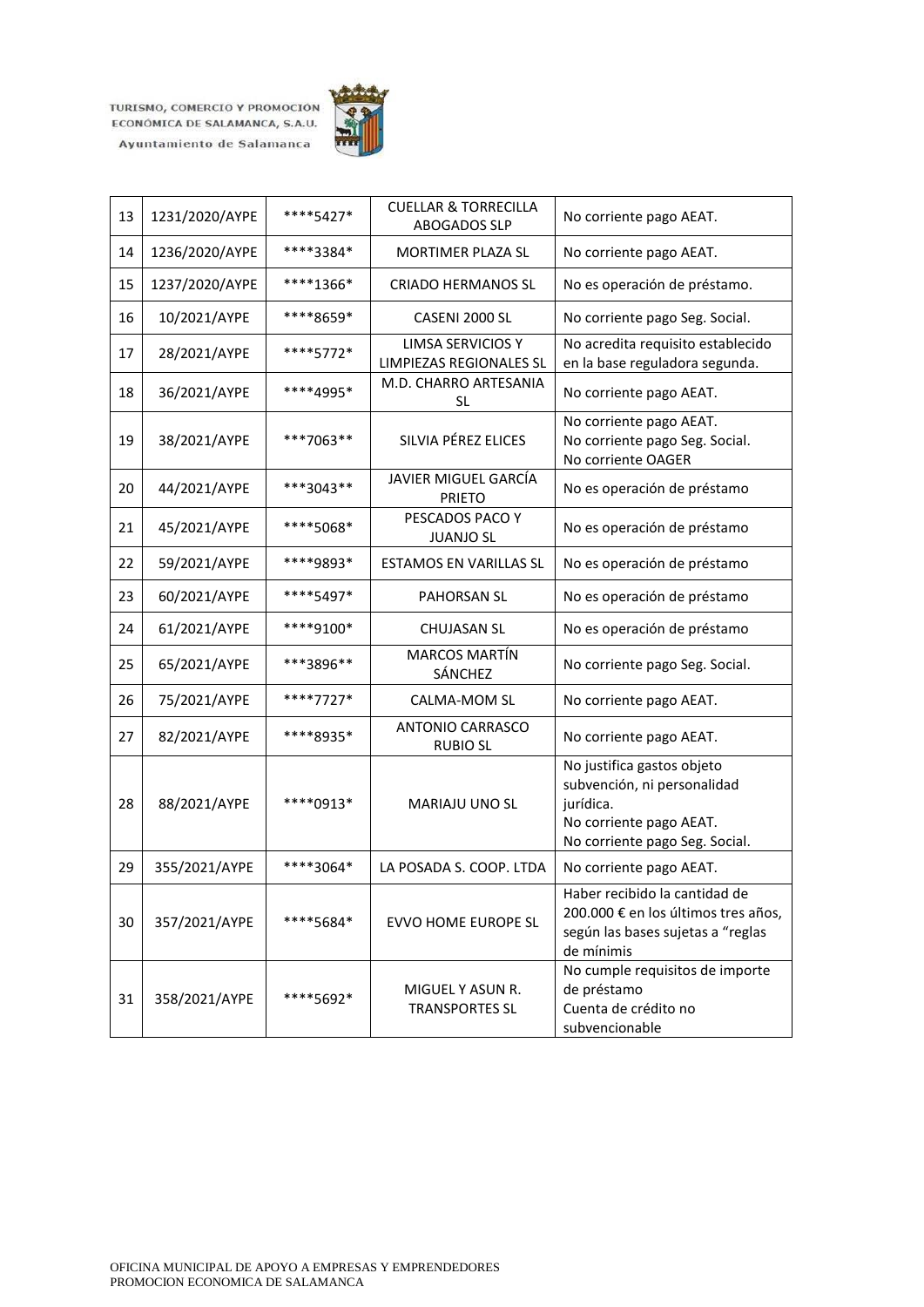| 13 | 1231/2020/AYPE | ****5427* | CUELLAR & TORRECILLA ABOGADOS SLP | No corriente pago AEAT. |
|---|---|---|---|---|
| 14 | 1236/2020/AYPE | ****3384* | MORTIMER PLAZA SL | No corriente pago AEAT. |
| 15 | 1237/2020/AYPE | ****1366* | CRIADO HERMANOS SL | No es operación de préstamo. |
| 16 | 10/2021/AYPE | ****8659* | CASENI 2000 SL | No corriente pago Seg. Social. |
| 17 | 28/2021/AYPE | ****5772* | LIMSA SERVICIOS Y LIMPIEZAS REGIONALES SL | No acredita requisito establecido en la base reguladora segunda. |
| 18 | 36/2021/AYPE | ****4995* | M.D. CHARRO ARTESANIA SL | No corriente pago AEAT. |
| 19 | 38/2021/AYPE | ***7063** | SILVIA PÉREZ ELICES | No corriente pago AEAT.<br>No corriente pago Seg. Social.<br>No corriente OAGER |
| 20 | 44/2021/AYPE | ***3043** | JAVIER MIGUEL GARCÍA PRIETO | No es operación de préstamo |
| 21 | 45/2021/AYPE | ****5068* | PESCADOS PACO Y JUANJO SL | No es operación de préstamo |
| 22 | 59/2021/AYPE | ****9893* | ESTAMOS EN VARILLAS SL | No es operación de préstamo |
| 23 | 60/2021/AYPE | ****5497* | PAHORSAN SL | No es operación de préstamo |
| 24 | 61/2021/AYPE | ****9100* | CHUJASAN SL | No es operación de préstamo |
| 25 | 65/2021/AYPE | ***3896** | MARCOS MARTÍN SÁNCHEZ | No corriente pago Seg. Social. |
| 26 | 75/2021/AYPE | ****7727* | CALMA-MOM SL | No corriente pago AEAT. |
| 27 | 82/2021/AYPE | ****8935* | ANTONIO CARRASCO RUBIO SL | No corriente pago AEAT. |
| 28 | 88/2021/AYPE | ****0913* | MARIAJU UNO SL | No justifica gastos objeto subvención, ni personalidad jurídica.<br>No corriente pago AEAT.<br>No corriente pago Seg. Social. |
| 29 | 355/2021/AYPE | ****3064* | LA POSADA S. COOP. LTDA | No corriente pago AEAT. |
| 30 | 357/2021/AYPE | ****5684* | EVVO HOME EUROPE SL | Haber recibido la cantidad de 200.000 € en los últimos tres años, según las bases sujetas a "reglas de mínimis |
| 31 | 358/2021/AYPE | ****5692* | MIGUEL Y ASUN R. TRANSPORTES SL | No cumple requisitos de importe de préstamo<br>Cuenta de crédito no subvencionable |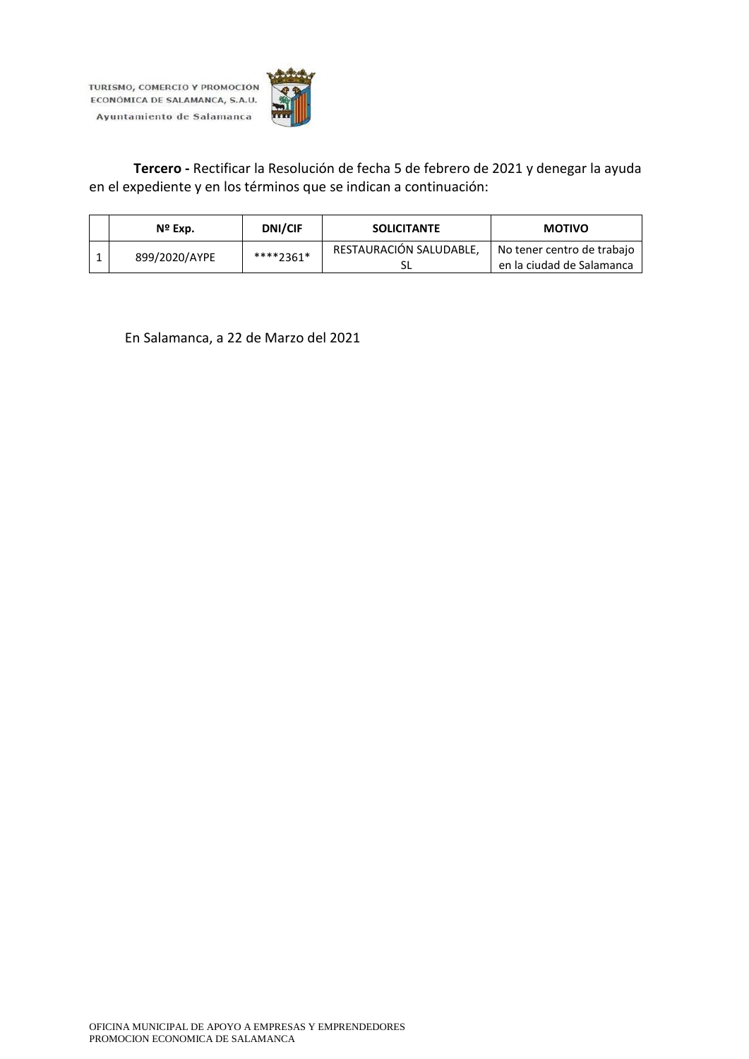TURISMO, COMERCIO Y PROMOCIÓN ECONÓMICA DE SALAMANCA, S.A.U.
Ayuntamiento de Salamanca

**Tercero -** Rectificar la Resolución de fecha 5 de febrero de 2021 y denegar la ayuda en el expediente y en los términos que se indican a continuación:

| | Nº Exp. | DNI/CIF | SOLICITANTE | MOTIVO |
|---|---|---|---|---|
| 1 | 899/2020/AYPE | ****2361* | RESTAURACIÓN SALUDABLE, SL | No tener centro de trabajo en la ciudad de Salamanca |

En Salamanca, a 22 de Marzo del 2021

OFICINA MUNICIPAL DE APOYO A EMPRESAS Y EMPRENDEDORES
PROMOCION ECONOMICA DE SALAMANCA